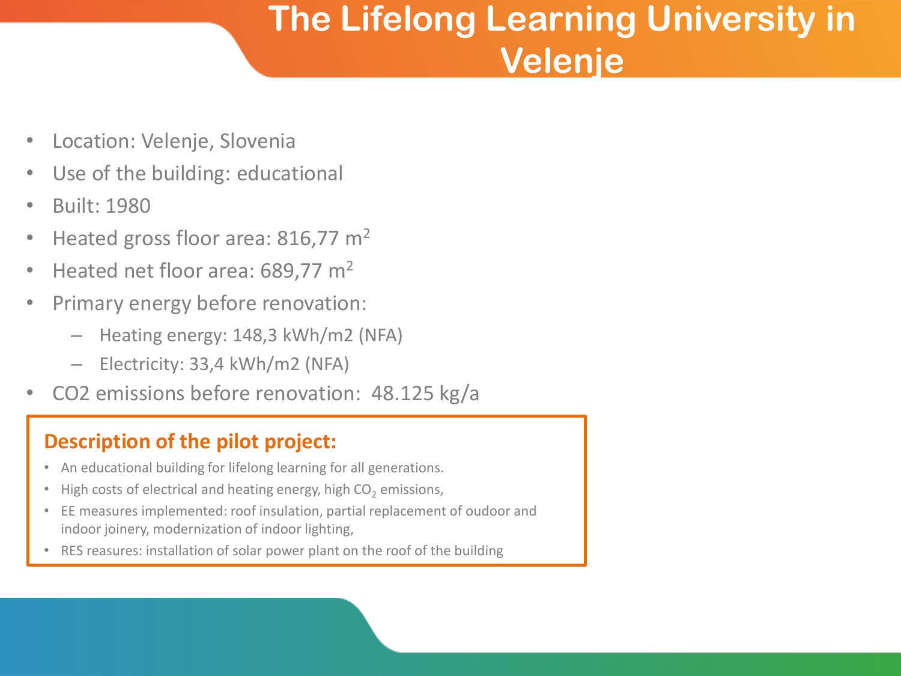# The Lifelong Learning University in Velenje

- Location: Velenje, Slovenia
- Use of the building: educational
- Built: 1980
- Heated gross floor area: 816,77 $m^2$
- Heated net floor area: 689,77 $m^2$
- Primary energy before renovation:
  - Heating energy: 148,3 kWh/m2 (NFA)
  - Electricity: 33,4 kWh/m2 (NFA)
- CO2 emissions before renovation: 48.125 kg/a

## Description of the pilot project:

- An educational building for lifelong learning for all generations.
- High costs of electrical and heating energy, high $CO_2$ emissions,
- EE measures implemented: roof insulation, partial replacement of oudoor and indoor joinery, modernization of indoor lighting,
- RES reasures: installation of solar power plant on the roof of the building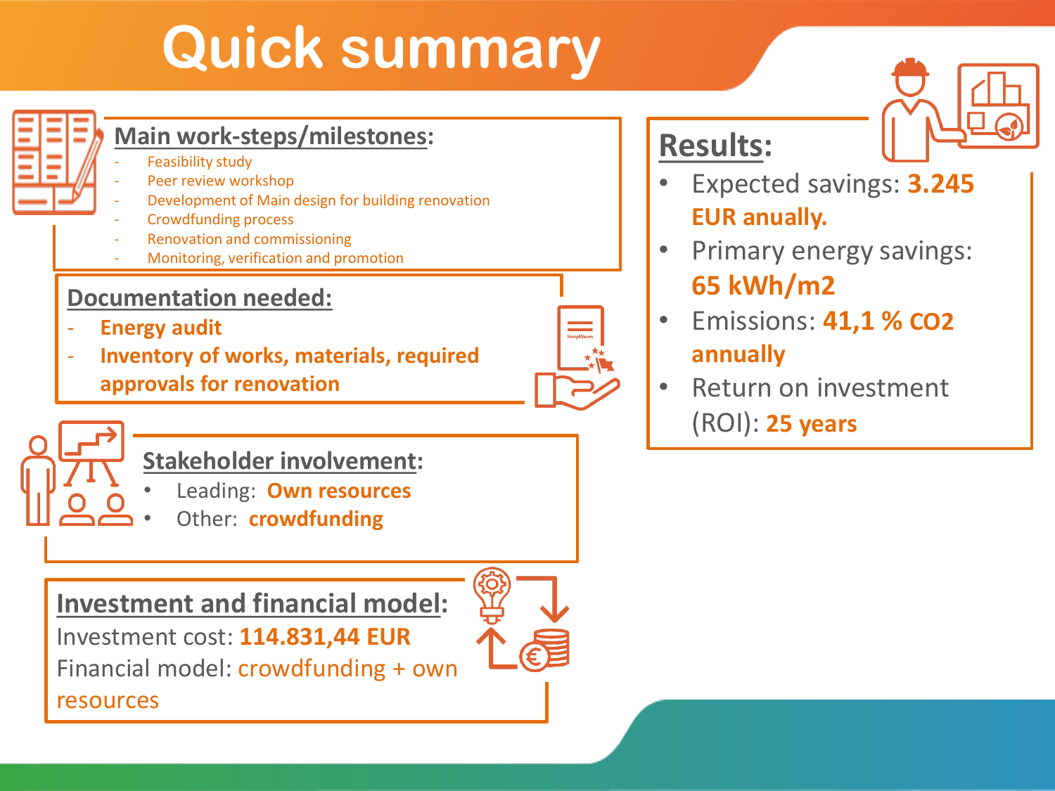# Quick summary

## Main work-steps/milestones:

- Feasibility study
- Peer review workshop
- Development of Main design for building renovation
- Crowdfunding process
- Renovation and commissioning
- Monitoring, verification and promotion

## Documentation needed:

- **Energy audit**
- **Inventory of works, materials, required approvals for renovation**

## Stakeholder involvement:

- Leading: **Own resources**
- Other: **crowdfunding**

## Investment and financial model:

Investment cost: **114.831,44 EUR**

Financial model: crowdfunding + own resources

## Results:

- Expected savings: **3.245 EUR anually.**
- Primary energy savings: **65 kWh/m2**
- Emissions: **41,1 % $CO_2$ annually**
- Return on investment (ROI): **25 years**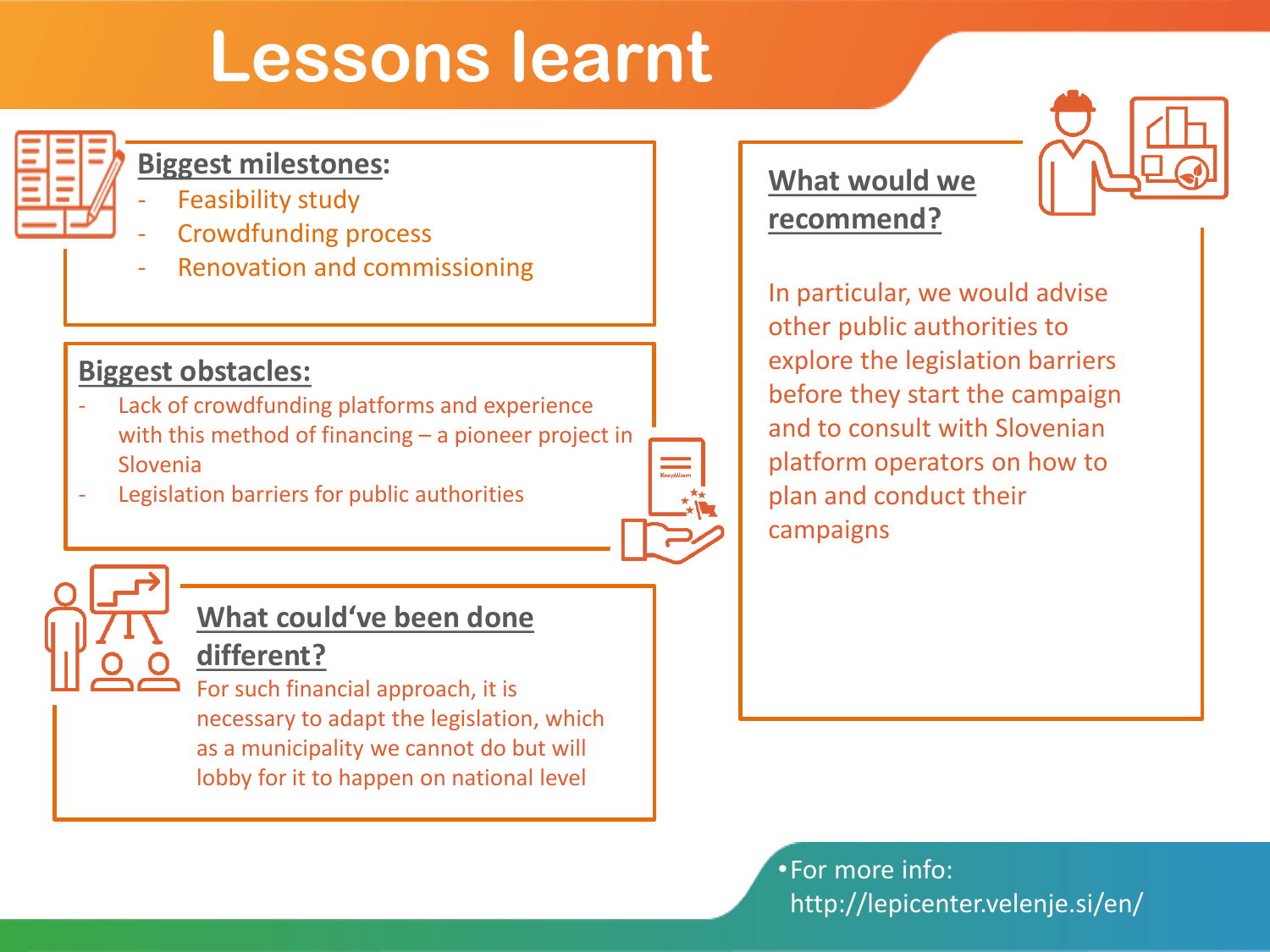# Lessons learnt

## Biggest milestones:

- Feasibility study
- Crowdfunding process
- Renovation and commissioning

## Biggest obstacles:

- Lack of crowdfunding platforms and experience with this method of financing – a pioneer project in Slovenia
- Legislation barriers for public authorities

## What could've been done different?

For such financial approach, it is necessary to adapt the legislation, which as a municipality we cannot do but will lobby for it to happen on national level

## What would we recommend?

In particular, we would advise other public authorities to explore the legislation barriers before they start the campaign and to consult with Slovenian platform operators on how to plan and conduct their campaigns

- For more info: http://lepicenter.velenje.si/en/